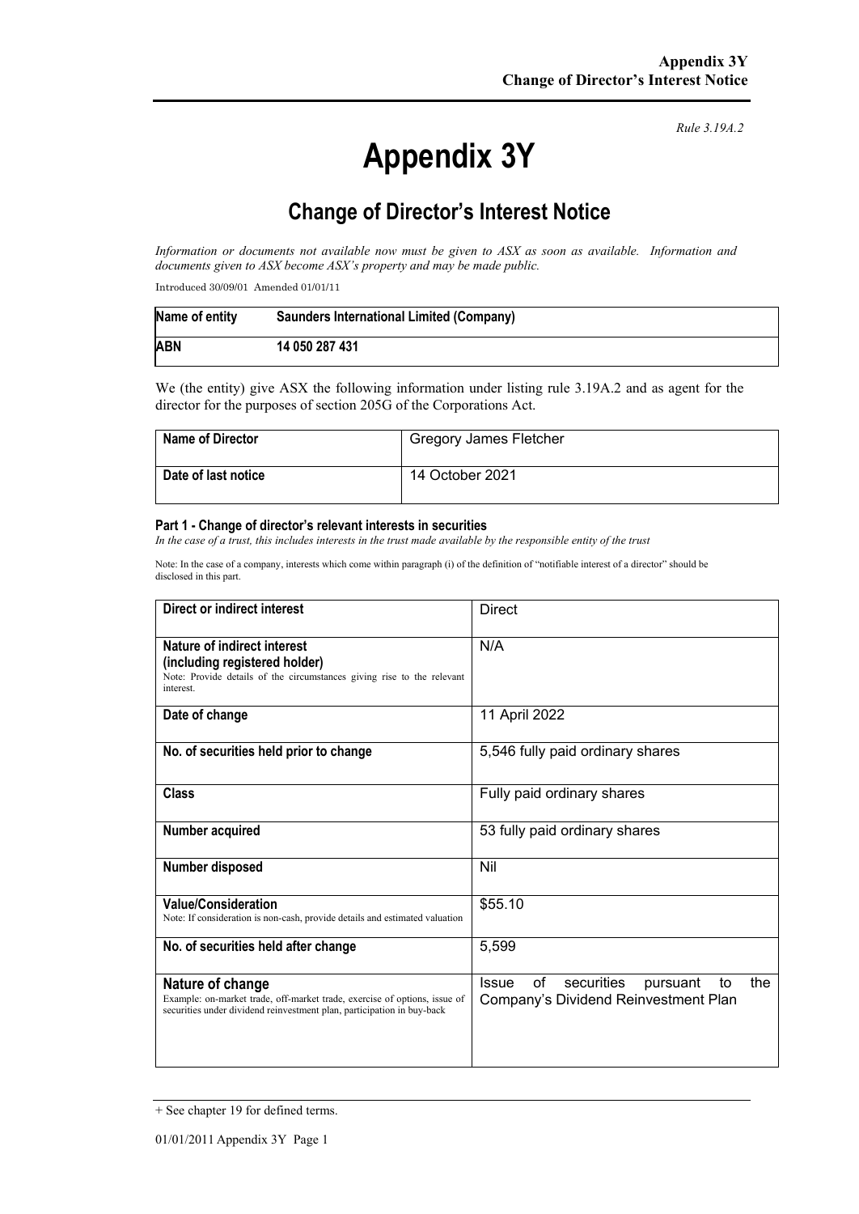Rule 3.19A.2

# Appendix 3Y

## Change of Director's Interest Notice

*Information or documents not available now must be given to ASX as soon as available. Information and documents given to ASX become ASX's property and may be made public.*

Introduced 30/09/01 Amended 01/01/11

| Name of entity | Saunders International Limited (Company) |
|---|---|
| ABN | 14 050 287 431 |

We (the entity) give ASX the following information under listing rule 3.19A.2 and as agent for the director for the purposes of section 205G of the Corporations Act.

| Name of Director | Gregory James Fletcher |
|---|---|
| Date of last notice | 14 October 2021 |

#### Part 1 - Change of director's relevant interests in securities

*In the case of a trust, this includes interests in the trust made available by the responsible entity of the trust*

Note: In the case of a company, interests which come within paragraph (i) of the definition of "notifiable interest of a director" should be disclosed in this part.

| Direct or indirect interest | Direct |
|---|---|
| **Nature of indirect interest (including registered holder)**<br>Note: Provide details of the circumstances giving rise to the relevant interest. | N/A |
| **Date of change** | 11 April 2022 |
| **No. of securities held prior to change** | 5,546 fully paid ordinary shares |
| **Class** | Fully paid ordinary shares |
| **Number acquired** | 53 fully paid ordinary shares |
| **Number disposed** | Nil |
| **Value/Consideration**<br>Note: If consideration is non-cash, provide details and estimated valuation | $55.10 |
| **No. of securities held after change** | 5,599 |
| **Nature of change**<br>Example: on-market trade, off-market trade, exercise of options, issue of securities under dividend reinvestment plan, participation in buy-back | Issue of securities pursuant to the Company's Dividend Reinvestment Plan |

+ See chapter 19 for defined terms.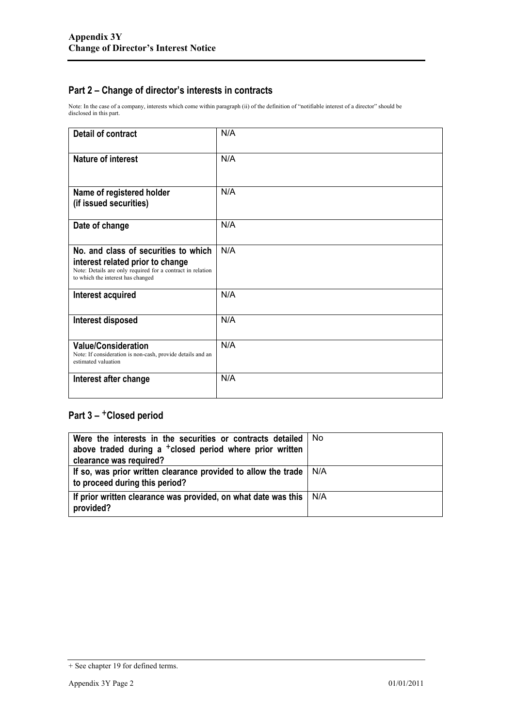## Part 2 – Change of director's interests in contracts

Note: In the case of a company, interests which come within paragraph (ii) of the definition of "notifiable interest of a director" should be disclosed in this part.

| | |
|---|---|
| **Detail of contract** | N/A |
| **Nature of interest** | N/A |
| **Name of registered holder (if issued securities)** | N/A |
| **Date of change** | N/A |
| **No. and class of securities to which interest related prior to change** Note: Details are only required for a contract in relation to which the interest has changed | N/A |
| **Interest acquired** | N/A |
| **Interest disposed** | N/A |
| **Value/Consideration** Note: If consideration is non-cash, provide details and an estimated valuation | N/A |
| **Interest after change** | N/A |

## Part 3 – +Closed period

| | |
|---|---|
| **Were the interests in the securities or contracts detailed above traded during a +closed period where prior written clearance was required?** | No |
| **If so, was prior written clearance provided to allow the trade to proceed during this period?** | N/A |
| **If prior written clearance was provided, on what date was this provided?** | N/A |

+ See chapter 19 for defined terms.